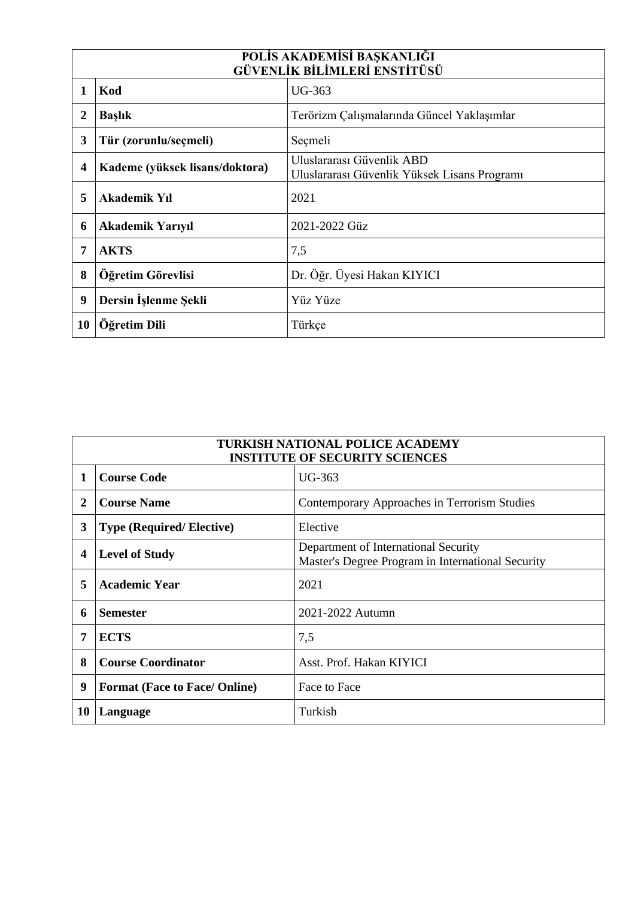| POLİS AKADEMİSİ BAŞKANLIĞI<br>GÜVENLİK BİLİMLERİ ENSTİTÜSÜ | | |
|---|---|---|
| **1** | **Kod** | UG-363 |
| **2** | **Başlık** | Terörizm Çalışmalarında Güncel Yaklaşımlar |
| **3** | **Tür (zorunlu/seçmeli)** | Seçmeli |
| **4** | **Kademe (yüksek lisans/doktora)** | Uluslararası Güvenlik ABD<br>Uluslararası Güvenlik Yüksek Lisans Programı |
| **5** | **Akademik Yıl** | 2021 |
| **6** | **Akademik Yarıyıl** | 2021-2022 Güz |
| **7** | **AKTS** | 7,5 |
| **8** | **Öğretim Görevlisi** | Dr. Öğr. Üyesi Hakan KIYICI |
| **9** | **Dersin İşlenme Şekli** | Yüz Yüze |
| **10** | **Öğretim Dili** | Türkçe |

| TURKISH NATIONAL POLICE ACADEMY<br>INSTITUTE OF SECURITY SCIENCES | | |
|---|---|---|
| **1** | **Course Code** | UG-363 |
| **2** | **Course Name** | Contemporary Approaches in Terrorism Studies |
| **3** | **Type (Required/ Elective)** | Elective |
| **4** | **Level of Study** | Department of International Security<br>Master's Degree Program in International Security |
| **5** | **Academic Year** | 2021 |
| **6** | **Semester** | 2021-2022 Autumn |
| **7** | **ECTS** | 7,5 |
| **8** | **Course Coordinator** | Asst. Prof. Hakan KIYICI |
| **9** | **Format (Face to Face/ Online)** | Face to Face |
| **10** | **Language** | Turkish |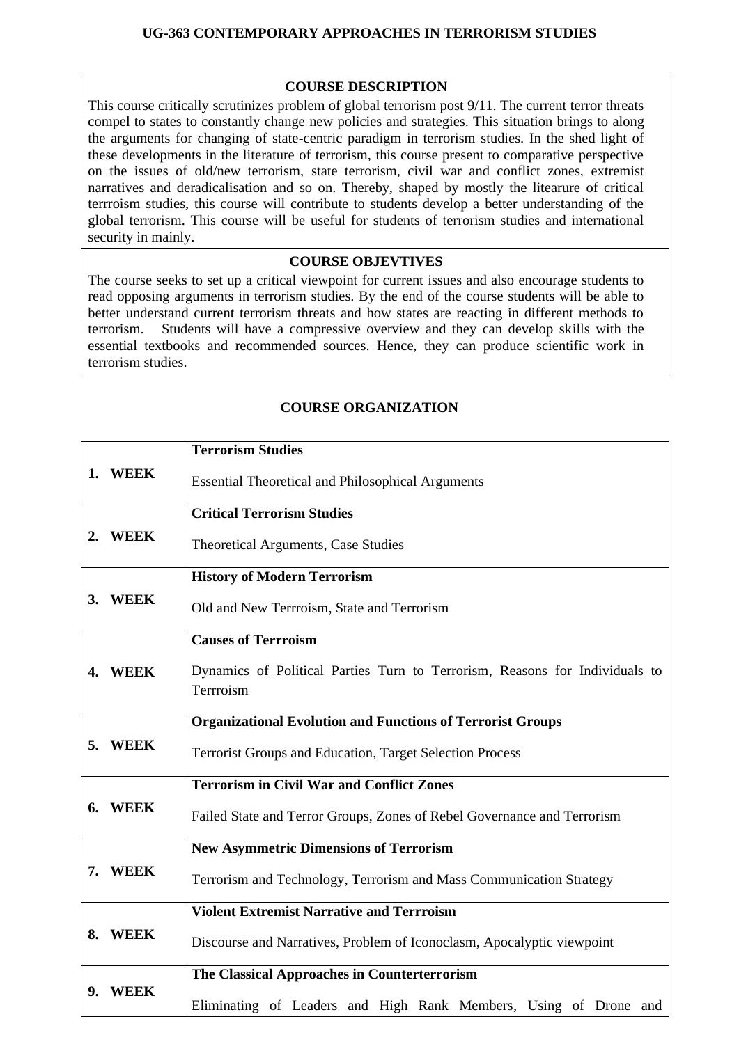**UG-363 CONTEMPORARY APPROACHES IN TERRORISM STUDIES**

| COURSE DESCRIPTION |
|---|
| This course critically scrutinizes problem of global terrorism post 9/11. The current terror threats compel to states to constantly change new policies and strategies. This situation brings to along the arguments for changing of state-centric paradigm in terrorism studies. In the shed light of these developments in the literature of terrorism, this course present to comparative perspective on the issues of old/new terrorism, state terrorism, civil war and conflict zones, extremist narratives and deradicalisation and so on. Thereby, shaped by mostly the litearure of critical terrroism studies, this course will contribute to students develop a better understanding of the global terrorism. This course will be useful for students of terrorism studies and international security in mainly. |
| **COURSE OBJEVTIVES** |
| The course seeks to set up a critical viewpoint for current issues and also encourage students to read opposing arguments in terrorism studies. By the end of the course students will be able to better understand current terrorism threats and how states are reacting in different methods to terrorism. Students will have a compressive overview and they can develop skills with the essential textbooks and recommended sources. Hence, they can produce scientific work in terrorism studies. |

**COURSE ORGANIZATION**

| | |
|---|---|
| **1. WEEK** | **Terrorism Studies**<br>Essential Theoretical and Philosophical Arguments |
| **2. WEEK** | **Critical Terrorism Studies**<br>Theoretical Arguments, Case Studies |
| **3. WEEK** | **History of Modern Terrorism**<br>Old and New Terrroism, State and Terrorism |
| **4. WEEK** | **Causes of Terrroism**<br>Dynamics of Political Parties Turn to Terrorism, Reasons for Individuals to Terrroism |
| **5. WEEK** | **Organizational Evolution and Functions of Terrorist Groups**<br>Terrorist Groups and Education, Target Selection Process |
| **6. WEEK** | **Terrorism in Civil War and Conflict Zones**<br>Failed State and Terror Groups, Zones of Rebel Governance and Terrorism |
| **7. WEEK** | **New Asymmetric Dimensions of Terrorism**<br>Terrorism and Technology, Terrorism and Mass Communication Strategy |
| **8. WEEK** | **Violent Extremist Narrative and Terrroism**<br>Discourse and Narratives, Problem of Iconoclasm, Apocalyptic viewpoint |
| **9. WEEK** | **The Classical Approaches in Counterterrorism**<br>Eliminating of Leaders and High Rank Members, Using of Drone and |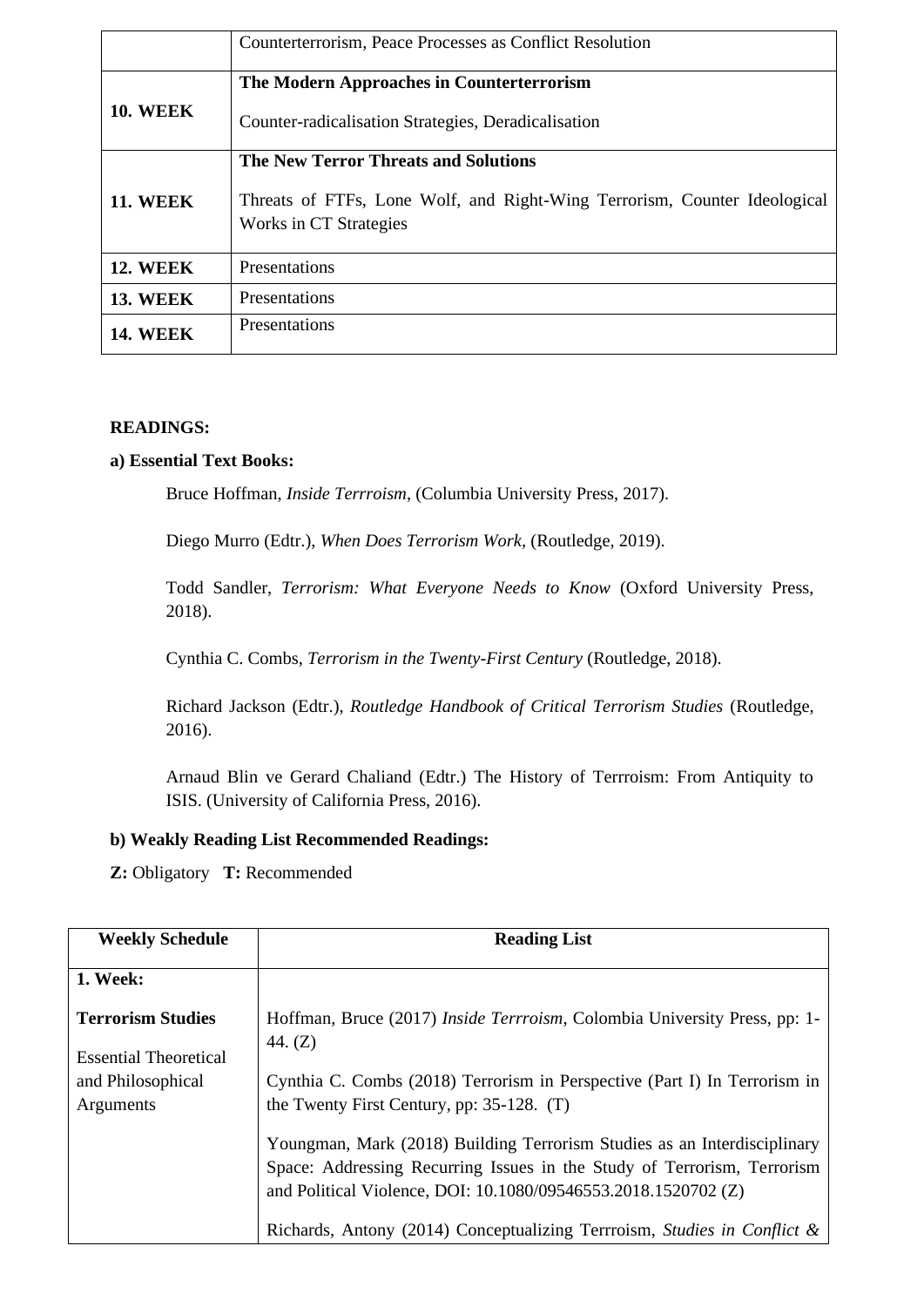|  | Counterterrorism, Peace Processes as Conflict Resolution |
|---|---|
| **10. WEEK** | **The Modern Approaches in Counterterrorism**<br><br>Counter-radicalisation Strategies, Deradicalisation |
| **11. WEEK** | **The New Terror Threats and Solutions**<br><br>Threats of FTFs, Lone Wolf, and Right-Wing Terrorism, Counter Ideological Works in CT Strategies |
| **12. WEEK** | Presentations |
| **13. WEEK** | Presentations |
| **14. WEEK** | Presentations |

**READINGS:**

**a) Essential Text Books:**

Bruce Hoffman, *Inside Terrroism*, (Columbia University Press, 2017).

Diego Murro (Edtr.), *When Does Terrorism Work*, (Routledge, 2019).

Todd Sandler, *Terrorism: What Everyone Needs to Know* (Oxford University Press, 2018).

Cynthia C. Combs, *Terrorism in the Twenty-First Century* (Routledge, 2018).

Richard Jackson (Edtr.), *Routledge Handbook of Critical Terrorism Studies* (Routledge, 2016).

Arnaud Blin ve Gerard Chaliand (Edtr.) The History of Terrroism: From Antiquity to ISIS. (University of California Press, 2016).

**b) Weakly Reading List Recommended Readings:**

**Z:** Obligatory **T:** Recommended

| Weekly Schedule | Reading List |
|---|---|
| **1. Week:**<br><br>**Terrorism Studies**<br><br>Essential Theoretical and Philosophical Arguments | Hoffman, Bruce (2017) *Inside Terrroism*, Colombia University Press, pp: 1-44. (Z)<br><br>Cynthia C. Combs (2018) Terrorism in Perspective (Part I) In Terrorism in the Twenty First Century, pp: 35-128. (T)<br><br>Youngman, Mark (2018) Building Terrorism Studies as an Interdisciplinary Space: Addressing Recurring Issues in the Study of Terrorism, Terrorism and Political Violence, DOI: 10.1080/09546553.2018.1520702 (Z)<br><br>Richards, Antony (2014) Conceptualizing Terrroism, *Studies in Conflict &* |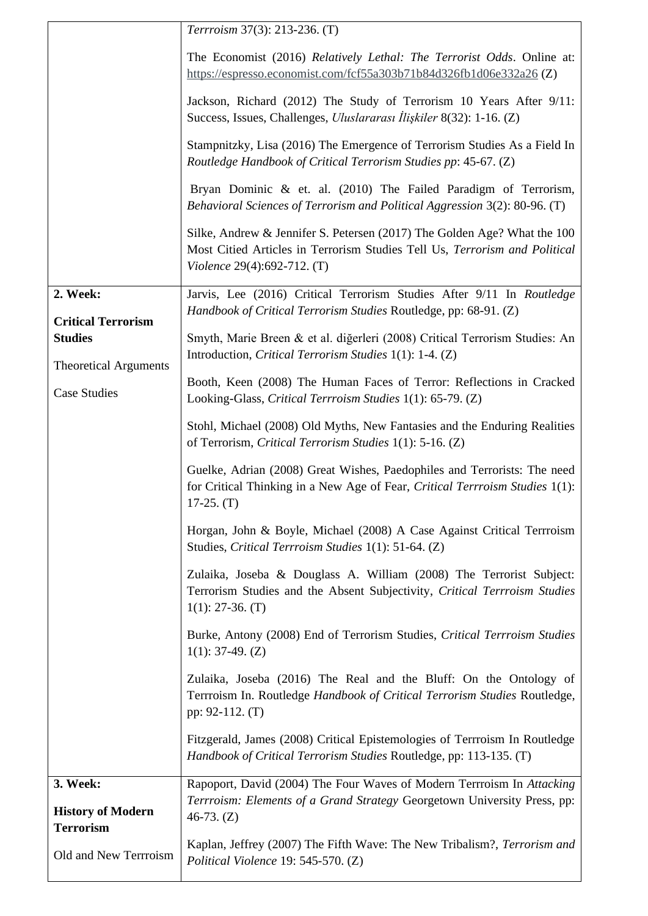| | |
|---|---|
| | *Terrroism* 37(3): 213-236. (T)<br><br>The Economist (2016) *Relatively Lethal: The Terrorist Odds*. Online at: https://espresso.economist.com/fcf55a303b71b84d326fb1d06e332a26 (Z)<br><br>Jackson, Richard (2012) The Study of Terrorism 10 Years After 9/11: Success, Issues, Challenges, *Uluslararası İlişkiler* 8(32): 1-16. (Z)<br><br>Stampnitzky, Lisa (2016) The Emergence of Terrorism Studies As a Field In *Routledge Handbook of Critical Terrorism Studies pp*: 45-67. (Z)<br><br>Bryan Dominic & et. al. (2010) The Failed Paradigm of Terrorism, *Behavioral Sciences of Terrorism and Political Aggression* 3(2): 80-96. (T)<br><br>Silke, Andrew & Jennifer S. Petersen (2017) The Golden Age? What the 100 Most Citied Articles in Terrorism Studies Tell Us, *Terrorism and Political Violence* 29(4):692-712. (T) |
| **2. Week:**<br><br>**Critical Terrorism Studies**<br><br>Theoretical Arguments<br><br>Case Studies | Jarvis, Lee (2016) Critical Terrorism Studies After 9/11 In *Routledge Handbook of Critical Terrorism Studies* Routledge, pp: 68-91. (Z)<br><br>Smyth, Marie Breen & et al. diğerleri (2008) Critical Terrorism Studies: An Introduction, *Critical Terrorism Studies* 1(1): 1-4. (Z)<br><br>Booth, Keen (2008) The Human Faces of Terror: Reflections in Cracked Looking-Glass, *Critical Terrroism Studies* 1(1): 65-79. (Z)<br><br>Stohl, Michael (2008) Old Myths, New Fantasies and the Enduring Realities of Terrorism, *Critical Terrorism Studies* 1(1): 5-16. (Z)<br><br>Guelke, Adrian (2008) Great Wishes, Paedophiles and Terrorists: The need for Critical Thinking in a New Age of Fear, *Critical Terrroism Studies* 1(1): 17-25. (T)<br><br>Horgan, John & Boyle, Michael (2008) A Case Against Critical Terrroism Studies, *Critical Terrroism Studies* 1(1): 51-64. (Z)<br><br>Zulaika, Joseba & Douglass A. William (2008) The Terrorist Subject: Terrorism Studies and the Absent Subjectivity, *Critical Terrroism Studies* 1(1): 27-36. (T)<br><br>Burke, Antony (2008) End of Terrorism Studies, *Critical Terrroism Studies* 1(1): 37-49. (Z)<br><br>Zulaika, Joseba (2016) The Real and the Bluff: On the Ontology of Terrroism In. Routledge *Handbook of Critical Terrorism Studies* Routledge, pp: 92-112. (T)<br><br>Fitzgerald, James (2008) Critical Epistemologies of Terrroism In Routledge *Handbook of Critical Terrorism Studies* Routledge, pp: 113-135. (T) |
| **3. Week:**<br><br>**History of Modern Terrorism**<br><br>Old and New Terrroism | Rapoport, David (2004) The Four Waves of Modern Terrroism In *Attacking Terrroism: Elements of a Grand Strategy* Georgetown University Press, pp: 46-73. (Z)<br><br>Kaplan, Jeffrey (2007) The Fifth Wave: The New Tribalism?, *Terrorism and Political Violence* 19: 545-570. (Z) |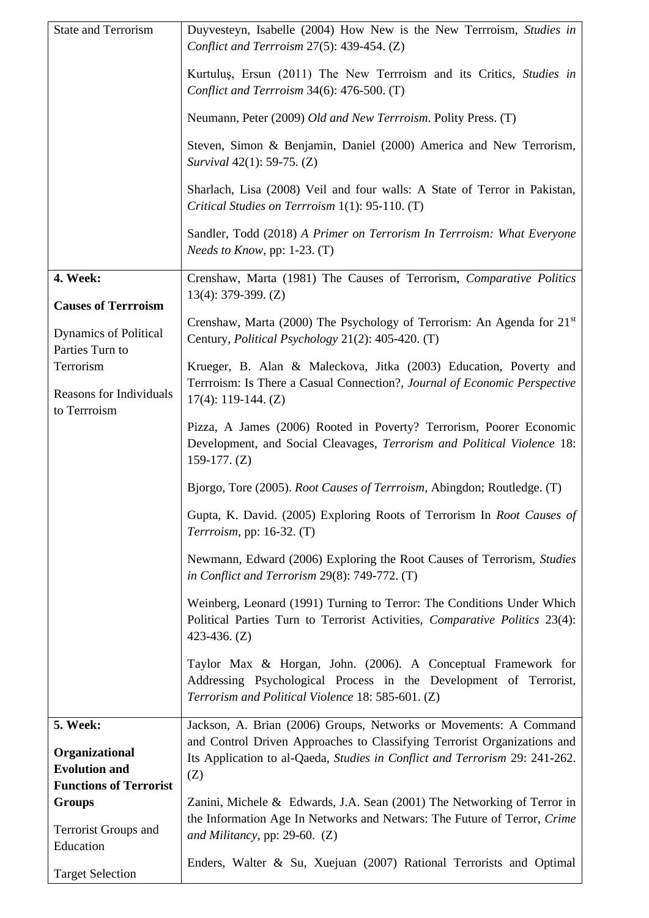| | |
|---|---|
| State and Terrorism | Duyvesteyn, Isabelle (2004) How New is the New Terrroism, *Studies in Conflict and Terrroism* 27(5): 439-454. (Z)<br><br>Kurtuluş, Ersun (2011) The New Terrroism and its Critics, *Studies in Conflict and Terrroism* 34(6): 476-500. (T)<br><br>Neumann, Peter (2009) *Old and New Terrroism*. Polity Press. (T)<br><br>Steven, Simon & Benjamin, Daniel (2000) America and New Terrorism, *Survival* 42(1): 59-75. (Z)<br><br>Sharlach, Lisa (2008) Veil and four walls: A State of Terror in Pakistan, *Critical Studies on Terrroism* 1(1): 95-110. (T)<br><br>Sandler, Todd (2018) *A Primer on Terrorism In Terrroism: What Everyone Needs to Know*, pp: 1-23. (T) |
| **4. Week:**<br><br>**Causes of Terrroism**<br><br>Dynamics of Political Parties Turn to Terrorism<br><br>Reasons for Individuals to Terrroism | Crenshaw, Marta (1981) The Causes of Terrorism, *Comparative Politics* 13(4): 379-399. (Z)<br><br>Crenshaw, Marta (2000) The Psychology of Terrorism: An Agenda for 21st Century, *Political Psychology* 21(2): 405-420. (T)<br><br>Krueger, B. Alan & Maleckova, Jitka (2003) Education, Poverty and Terrroism: Is There a Casual Connection?, *Journal of Economic Perspective* 17(4): 119-144. (Z)<br><br>Pizza, A James (2006) Rooted in Poverty? Terrorism, Poorer Economic Development, and Social Cleavages, *Terrorism and Political Violence* 18: 159-177. (Z)<br><br>Bjorgo, Tore (2005). *Root Causes of Terrroism*, Abingdon; Routledge. (T)<br><br>Gupta, K. David. (2005) Exploring Roots of Terrorism In *Root Causes of Terrroism*, pp: 16-32. (T)<br><br>Newmann, Edward (2006) Exploring the Root Causes of Terrorism, *Studies in Conflict and Terrorism* 29(8): 749-772. (T)<br><br>Weinberg, Leonard (1991) Turning to Terror: The Conditions Under Which Political Parties Turn to Terrorist Activities, *Comparative Politics* 23(4): 423-436. (Z)<br><br>Taylor Max & Horgan, John. (2006). A Conceptual Framework for Addressing Psychological Process in the Development of Terrorist, *Terrorism and Political Violence* 18: 585-601. (Z) |
| **5. Week:**<br><br>**Organizational Evolution and Functions of Terrorist Groups**<br><br>Terrorist Groups and Education<br><br>Target Selection | Jackson, A. Brian (2006) Groups, Networks or Movements: A Command and Control Driven Approaches to Classifying Terrorist Organizations and Its Application to al-Qaeda, *Studies in Conflict and Terrorism* 29: 241-262. (Z)<br><br>Zanini, Michele & Edwards, J.A. Sean (2001) The Networking of Terror in the Information Age In Networks and Netwars: The Future of Terror, *Crime and Militancy*, pp: 29-60. (Z)<br><br>Enders, Walter & Su, Xuejuan (2007) Rational Terrorists and Optimal |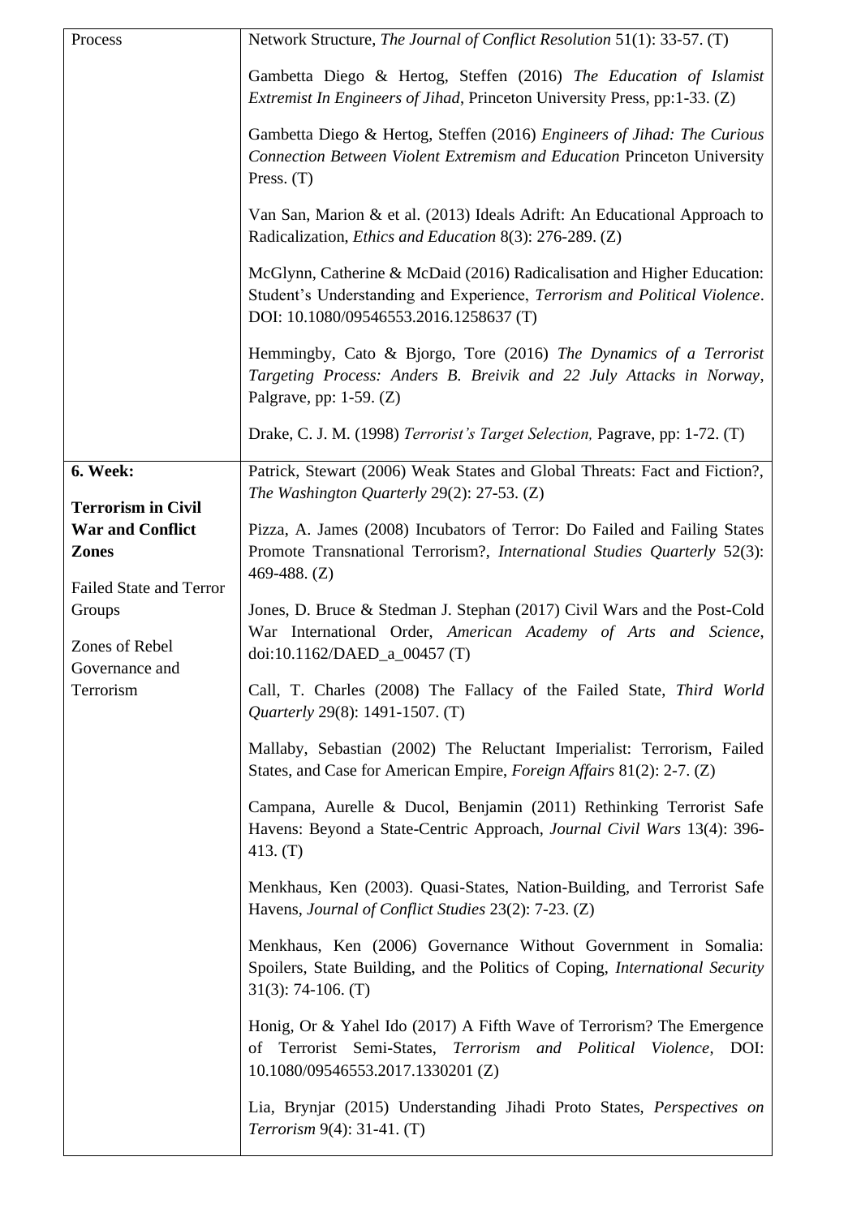| | |
|---|---|
| Process | Network Structure, *The Journal of Conflict Resolution* 51(1): 33-57. (T)<br><br>Gambetta Diego & Hertog, Steffen (2016) *The Education of Islamist Extremist In Engineers of Jihad*, Princeton University Press, pp:1-33. (Z)<br><br>Gambetta Diego & Hertog, Steffen (2016) *Engineers of Jihad: The Curious Connection Between Violent Extremism and Education* Princeton University Press. (T)<br><br>Van San, Marion & et al. (2013) Ideals Adrift: An Educational Approach to Radicalization, *Ethics and Education* 8(3): 276-289. (Z)<br><br>McGlynn, Catherine & McDaid (2016) Radicalisation and Higher Education: Student's Understanding and Experience, *Terrorism and Political Violence*. DOI: 10.1080/09546553.2016.1258637 (T)<br><br>Hemmingby, Cato & Bjorgo, Tore (2016) *The Dynamics of a Terrorist Targeting Process: Anders B. Breivik and 22 July Attacks in Norway*, Palgrave, pp: 1-59. (Z)<br><br>Drake, C. J. M. (1998) *Terrorist's Target Selection,* Pagrave, pp: 1-72. (T) |
| **6. Week:**<br><br>**Terrorism in Civil War and Conflict Zones**<br><br>Failed State and Terror Groups<br><br>Zones of Rebel Governance and Terrorism | Patrick, Stewart (2006) Weak States and Global Threats: Fact and Fiction?, *The Washington Quarterly* 29(2): 27-53. (Z)<br><br>Pizza, A. James (2008) Incubators of Terror: Do Failed and Failing States Promote Transnational Terrorism?, *International Studies Quarterly* 52(3): 469-488. (Z)<br><br>Jones, D. Bruce & Stedman J. Stephan (2017) Civil Wars and the Post-Cold War International Order, *American Academy of Arts and Science*, doi:10.1162/DAED_a_00457 (T)<br><br>Call, T. Charles (2008) The Fallacy of the Failed State, *Third World Quarterly* 29(8): 1491-1507. (T)<br><br>Mallaby, Sebastian (2002) The Reluctant Imperialist: Terrorism, Failed States, and Case for American Empire, *Foreign Affairs* 81(2): 2-7. (Z)<br><br>Campana, Aurelle & Ducol, Benjamin (2011) Rethinking Terrorist Safe Havens: Beyond a State-Centric Approach, *Journal Civil Wars* 13(4): 396-413. (T)<br><br>Menkhaus, Ken (2003). Quasi-States, Nation-Building, and Terrorist Safe Havens, *Journal of Conflict Studies* 23(2): 7-23. (Z)<br><br>Menkhaus, Ken (2006) Governance Without Government in Somalia: Spoilers, State Building, and the Politics of Coping, *International Security* 31(3): 74-106. (T)<br><br>Honig, Or & Yahel Ido (2017) A Fifth Wave of Terrorism? The Emergence of Terrorist Semi-States, *Terrorism and Political Violence*, DOI: 10.1080/09546553.2017.1330201 (Z)<br><br>Lia, Brynjar (2015) Understanding Jihadi Proto States, *Perspectives on Terrorism* 9(4): 31-41. (T) |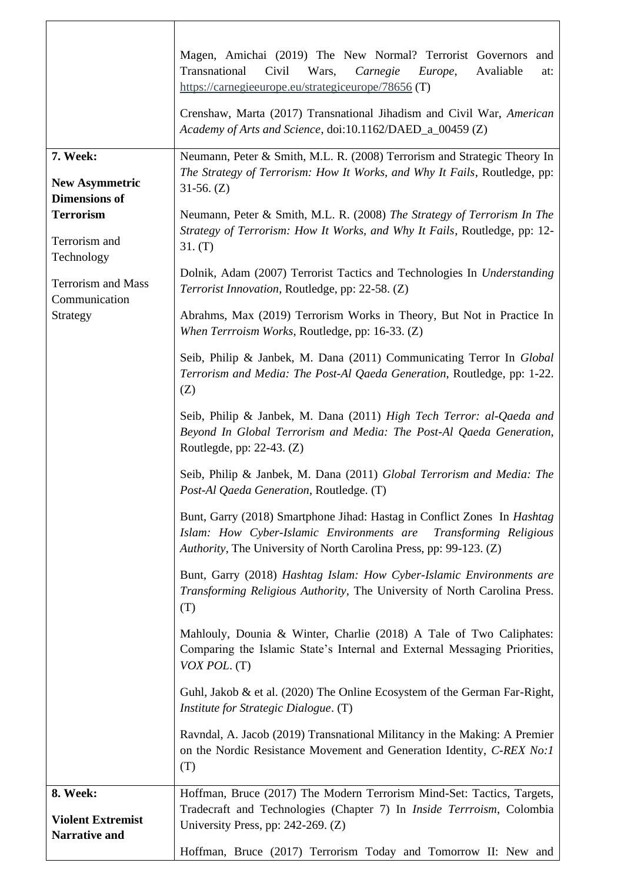| | |
|---|---|
| | Magen, Amichai (2019) The New Normal? Terrorist Governors and Transnational Civil Wars, *Carnegie Europe*, Avaliable at: https://carnegieeurope.eu/strategiceurope/78656 (T)<br><br>Crenshaw, Marta (2017) Transnational Jihadism and Civil War, *American Academy of Arts and Science*, doi:10.1162/DAED_a_00459 (Z) |
| **7. Week:**<br><br>**New Asymmetric Dimensions of Terrorism**<br><br>Terrorism and Technology<br><br>Terrorism and Mass Communication Strategy | Neumann, Peter & Smith, M.L. R. (2008) Terrorism and Strategic Theory In *The Strategy of Terrorism: How It Works, and Why It Fails*, Routledge, pp: 31-56. (Z)<br><br>Neumann, Peter & Smith, M.L. R. (2008) *The Strategy of Terrorism In The Strategy of Terrorism: How It Works, and Why It Fails*, Routledge, pp: 12-31. (T)<br><br>Dolnik, Adam (2007) Terrorist Tactics and Technologies In *Understanding Terrorist Innovation*, Routledge, pp: 22-58. (Z)<br><br>Abrahms, Max (2019) Terrorism Works in Theory, But Not in Practice In *When Terrroism Works*, Routledge, pp: 16-33. (Z)<br><br>Seib, Philip & Janbek, M. Dana (2011) Communicating Terror In *Global Terrorism and Media: The Post-Al Qaeda Generation*, Routledge, pp: 1-22. (Z)<br><br>Seib, Philip & Janbek, M. Dana (2011) *High Tech Terror: al-Qaeda and Beyond In Global Terrorism and Media: The Post-Al Qaeda Generation*, Routlegde, pp: 22-43. (Z)<br><br>Seib, Philip & Janbek, M. Dana (2011) *Global Terrorism and Media: The Post-Al Qaeda Generation*, Routledge. (T)<br><br>Bunt, Garry (2018) Smartphone Jihad: Hastag in Conflict Zones In *Hashtag Islam: How Cyber-Islamic Environments are Transforming Religious Authority*, The University of North Carolina Press, pp: 99-123. (Z)<br><br>Bunt, Garry (2018) *Hashtag Islam: How Cyber-Islamic Environments are Transforming Religious Authority*, The University of North Carolina Press. (T)<br><br>Mahlouly, Dounia & Winter, Charlie (2018) A Tale of Two Caliphates: Comparing the Islamic State's Internal and External Messaging Priorities, *VOX POL*. (T)<br><br>Guhl, Jakob & et al. (2020) The Online Ecosystem of the German Far-Right, *Institute for Strategic Dialogue*. (T)<br><br>Ravndal, A. Jacob (2019) Transnational Militancy in the Making: A Premier on the Nordic Resistance Movement and Generation Identity, *C-REX No:1* (T) |
| **8. Week:**<br><br>**Violent Extremist Narrative and** | Hoffman, Bruce (2017) The Modern Terrorism Mind-Set: Tactics, Targets, Tradecraft and Technologies (Chapter 7) In *Inside Terrroism*, Colombia University Press, pp: 242-269. (Z)<br><br>Hoffman, Bruce (2017) Terrorism Today and Tomorrow II: New and |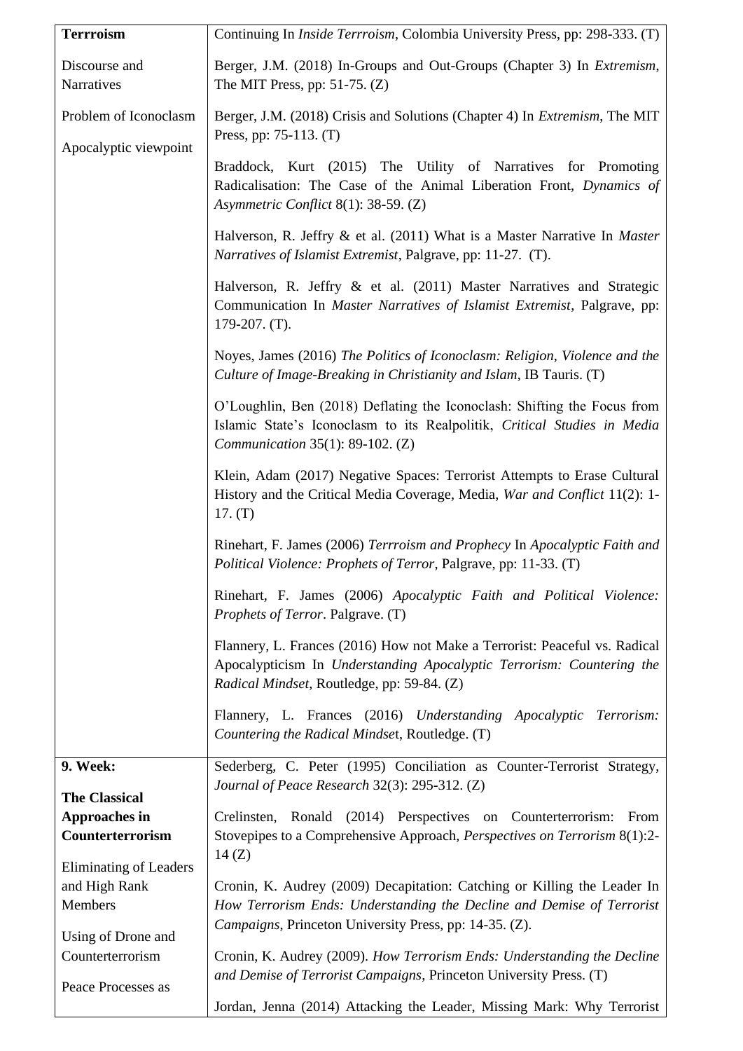| | |
|---|---|
| **Terrroism**<br><br>Discourse and Narratives<br><br>Problem of Iconoclasm<br><br>Apocalyptic viewpoint | Continuing In *Inside Terrroism*, Colombia University Press, pp: 298-333. (T)<br><br>Berger, J.M. (2018) In-Groups and Out-Groups (Chapter 3) In *Extremism*, The MIT Press, pp: 51-75. (Z)<br><br>Berger, J.M. (2018) Crisis and Solutions (Chapter 4) In *Extremism*, The MIT Press, pp: 75-113. (T)<br><br>Braddock, Kurt (2015) The Utility of Narratives for Promoting Radicalisation: The Case of the Animal Liberation Front, *Dynamics of Asymmetric Conflict* 8(1): 38-59. (Z)<br><br>Halverson, R. Jeffry & et al. (2011) What is a Master Narrative In *Master Narratives of Islamist Extremist*, Palgrave, pp: 11-27. (T).<br><br>Halverson, R. Jeffry & et al. (2011) Master Narratives and Strategic Communication In *Master Narratives of Islamist Extremist*, Palgrave, pp: 179-207. (T).<br><br>Noyes, James (2016) *The Politics of Iconoclasm: Religion, Violence and the Culture of Image-Breaking in Christianity and Islam*, IB Tauris. (T)<br><br>O'Loughlin, Ben (2018) Deflating the Iconoclash: Shifting the Focus from Islamic State's Iconoclasm to its Realpolitik, *Critical Studies in Media Communication* 35(1): 89-102. (Z)<br><br>Klein, Adam (2017) Negative Spaces: Terrorist Attempts to Erase Cultural History and the Critical Media Coverage, Media, *War and Conflict* 11(2): 1-17. (T)<br><br>Rinehart, F. James (2006) *Terrroism and Prophecy* In *Apocalyptic Faith and Political Violence: Prophets of Terror*, Palgrave, pp: 11-33. (T)<br><br>Rinehart, F. James (2006) *Apocalyptic Faith and Political Violence: Prophets of Terror*. Palgrave. (T)<br><br>Flannery, L. Frances (2016) How not Make a Terrorist: Peaceful vs. Radical Apocalypticism In *Understanding Apocalyptic Terrorism: Countering the Radical Mindset*, Routledge, pp: 59-84. (Z)<br><br>Flannery, L. Frances (2016) *Understanding Apocalyptic Terrorism: Countering the Radical Mindse*t, Routledge. (T) |
| **9. Week:**<br><br>**The Classical Approaches in Counterterrorism**<br><br>Eliminating of Leaders and High Rank Members<br><br>Using of Drone and Counterterrorism<br><br>Peace Processes as | Sederberg, C. Peter (1995) Conciliation as Counter-Terrorist Strategy, *Journal of Peace Research* 32(3): 295-312. (Z)<br><br>Crelinsten, Ronald (2014) Perspectives on Counterterrorism: From Stovepipes to a Comprehensive Approach, *Perspectives on Terrorism* 8(1):2-14 (Z)<br><br>Cronin, K. Audrey (2009) Decapitation: Catching or Killing the Leader In *How Terrorism Ends: Understanding the Decline and Demise of Terrorist Campaigns*, Princeton University Press, pp: 14-35. (Z).<br><br>Cronin, K. Audrey (2009). *How Terrorism Ends: Understanding the Decline and Demise of Terrorist Campaigns*, Princeton University Press. (T)<br><br>Jordan, Jenna (2014) Attacking the Leader, Missing Mark: Why Terrorist |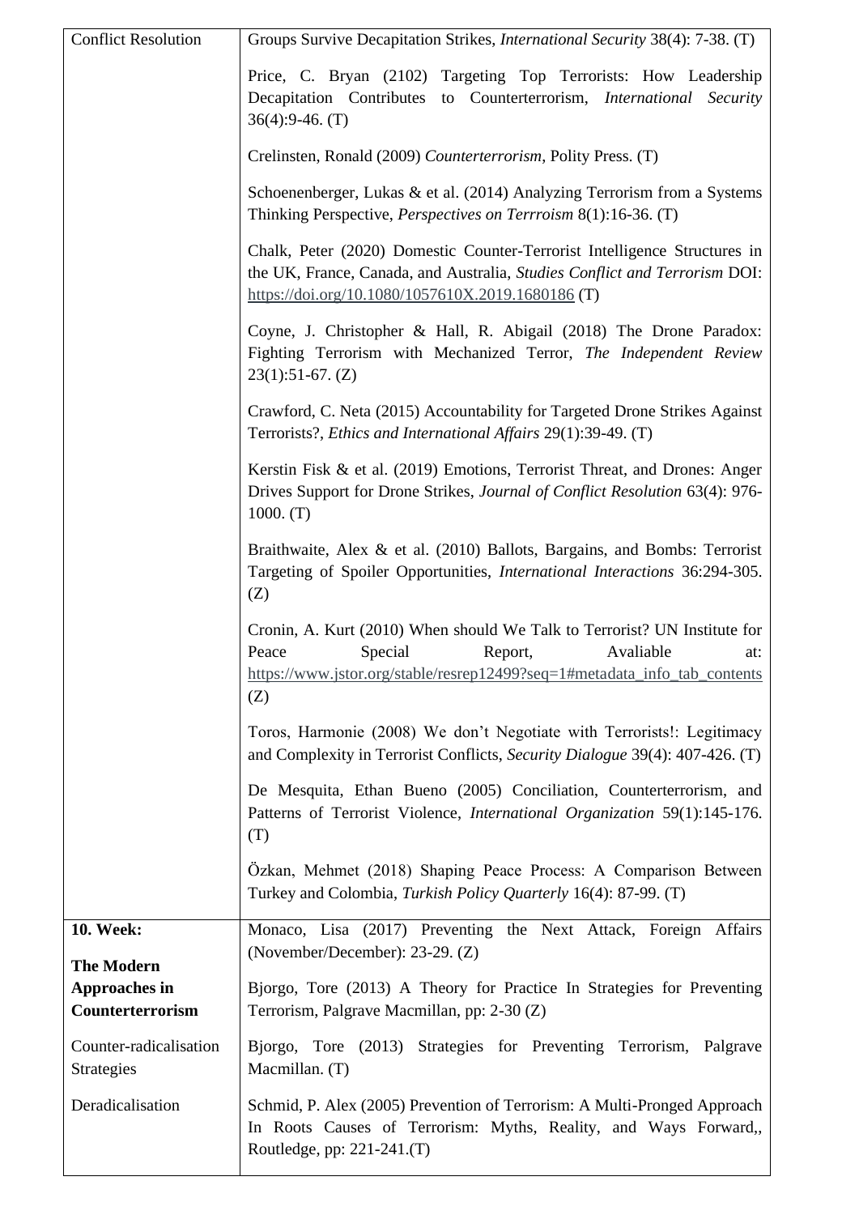| Conflict Resolution | Groups Survive Decapitation Strikes, *International Security* 38(4): 7-38. (T)<br><br>Price, C. Bryan (2102) Targeting Top Terrorists: How Leadership Decapitation Contributes to Counterterrorism, *International Security* 36(4):9-46. (T)<br><br>Crelinsten, Ronald (2009) *Counterterrorism*, Polity Press. (T)<br><br>Schoenenberger, Lukas & et al. (2014) Analyzing Terrorism from a Systems Thinking Perspective, *Perspectives on Terrroism* 8(1):16-36. (T)<br><br>Chalk, Peter (2020) Domestic Counter-Terrorist Intelligence Structures in the UK, France, Canada, and Australia, *Studies Conflict and Terrorism* DOI: https://doi.org/10.1080/1057610X.2019.1680186 (T)<br><br>Coyne, J. Christopher & Hall, R. Abigail (2018) The Drone Paradox: Fighting Terrorism with Mechanized Terror, *The Independent Review* 23(1):51-67. (Z)<br><br>Crawford, C. Neta (2015) Accountability for Targeted Drone Strikes Against Terrorists?, *Ethics and International Affairs* 29(1):39-49. (T)<br><br>Kerstin Fisk & et al. (2019) Emotions, Terrorist Threat, and Drones: Anger Drives Support for Drone Strikes, *Journal of Conflict Resolution* 63(4): 976-1000. (T)<br><br>Braithwaite, Alex & et al. (2010) Ballots, Bargains, and Bombs: Terrorist Targeting of Spoiler Opportunities, *International Interactions* 36:294-305. (Z)<br><br>Cronin, A. Kurt (2010) When should We Talk to Terrorist? UN Institute for Peace Special Report, Avaliable at: https://www.jstor.org/stable/resrep12499?seq=1#metadata_info_tab_contents (Z)<br><br>Toros, Harmonie (2008) We don't Negotiate with Terrorists!: Legitimacy and Complexity in Terrorist Conflicts, *Security Dialogue* 39(4): 407-426. (T)<br><br>De Mesquita, Ethan Bueno (2005) Conciliation, Counterterrorism, and Patterns of Terrorist Violence, *International Organization* 59(1):145-176. (T)<br><br>Özkan, Mehmet (2018) Shaping Peace Process: A Comparison Between Turkey and Colombia, *Turkish Policy Quarterly* 16(4): 87-99. (T) |
|---|---|
| **10. Week:**<br><br>**The Modern Approaches in Counterterrorism**<br><br>Counter-radicalisation Strategies<br><br>Deradicalisation | Monaco, Lisa (2017) Preventing the Next Attack, Foreign Affairs (November/December): 23-29. (Z)<br><br>Bjorgo, Tore (2013) A Theory for Practice In Strategies for Preventing Terrorism, Palgrave Macmillan, pp: 2-30 (Z)<br><br>Bjorgo, Tore (2013) Strategies for Preventing Terrorism, Palgrave Macmillan. (T)<br><br>Schmid, P. Alex (2005) Prevention of Terrorism: A Multi-Pronged Approach In Roots Causes of Terrorism: Myths, Reality, and Ways Forward,, Routledge, pp: 221-241.(T) |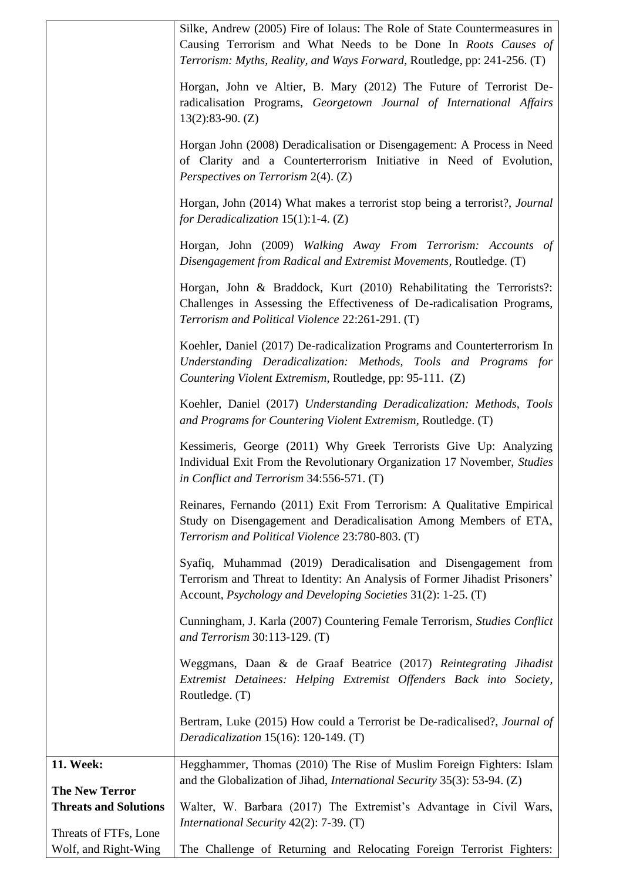| | |
|---|---|
| | Silke, Andrew (2005) Fire of Iolaus: The Role of State Countermeasures in Causing Terrorism and What Needs to be Done In *Roots Causes of Terrorism: Myths, Reality, and Ways Forward*, Routledge, pp: 241-256. (T)<br><br>Horgan, John ve Altier, B. Mary (2012) The Future of Terrorist De-radicalisation Programs, *Georgetown Journal of International Affairs* 13(2):83-90. (Z)<br><br>Horgan John (2008) Deradicalisation or Disengagement: A Process in Need of Clarity and a Counterterrorism Initiative in Need of Evolution, *Perspectives on Terrorism* 2(4). (Z)<br><br>Horgan, John (2014) What makes a terrorist stop being a terrorist?, *Journal for Deradicalization* 15(1):1-4. (Z)<br><br>Horgan, John (2009) *Walking Away From Terrorism: Accounts of Disengagement from Radical and Extremist Movements*, Routledge. (T)<br><br>Horgan, John & Braddock, Kurt (2010) Rehabilitating the Terrorists?: Challenges in Assessing the Effectiveness of De-radicalisation Programs, *Terrorism and Political Violence* 22:261-291. (T)<br><br>Koehler, Daniel (2017) De-radicalization Programs and Counterterrorism In *Understanding Deradicalization: Methods, Tools and Programs for Countering Violent Extremism*, Routledge, pp: 95-111. (Z)<br><br>Koehler, Daniel (2017) *Understanding Deradicalization: Methods, Tools and Programs for Countering Violent Extremism*, Routledge. (T)<br><br>Kessimeris, George (2011) Why Greek Terrorists Give Up: Analyzing Individual Exit From the Revolutionary Organization 17 November, *Studies in Conflict and Terrorism* 34:556-571. (T)<br><br>Reinares, Fernando (2011) Exit From Terrorism: A Qualitative Empirical Study on Disengagement and Deradicalisation Among Members of ETA, *Terrorism and Political Violence* 23:780-803. (T)<br><br>Syafiq, Muhammad (2019) Deradicalisation and Disengagement from Terrorism and Threat to Identity: An Analysis of Former Jihadist Prisoners' Account, *Psychology and Developing Societies* 31(2): 1-25. (T)<br><br>Cunningham, J. Karla (2007) Countering Female Terrorism, *Studies Conflict and Terrorism* 30:113-129. (T)<br><br>Weggmans, Daan & de Graaf Beatrice (2017) *Reintegrating Jihadist Extremist Detainees: Helping Extremist Offenders Back into Society*, Routledge. (T)<br><br>Bertram, Luke (2015) How could a Terrorist be De-radicalised?, *Journal of Deradicalization* 15(16): 120-149. (T) |
| **11. Week:**<br><br>**The New Terror Threats and Solutions**<br><br>Threats of FTFs, Lone Wolf, and Right-Wing | Hegghammer, Thomas (2010) The Rise of Muslim Foreign Fighters: Islam and the Globalization of Jihad, *International Security* 35(3): 53-94. (Z)<br><br>Walter, W. Barbara (2017) The Extremist's Advantage in Civil Wars, *International Security* 42(2): 7-39. (T)<br><br>The Challenge of Returning and Relocating Foreign Terrorist Fighters: |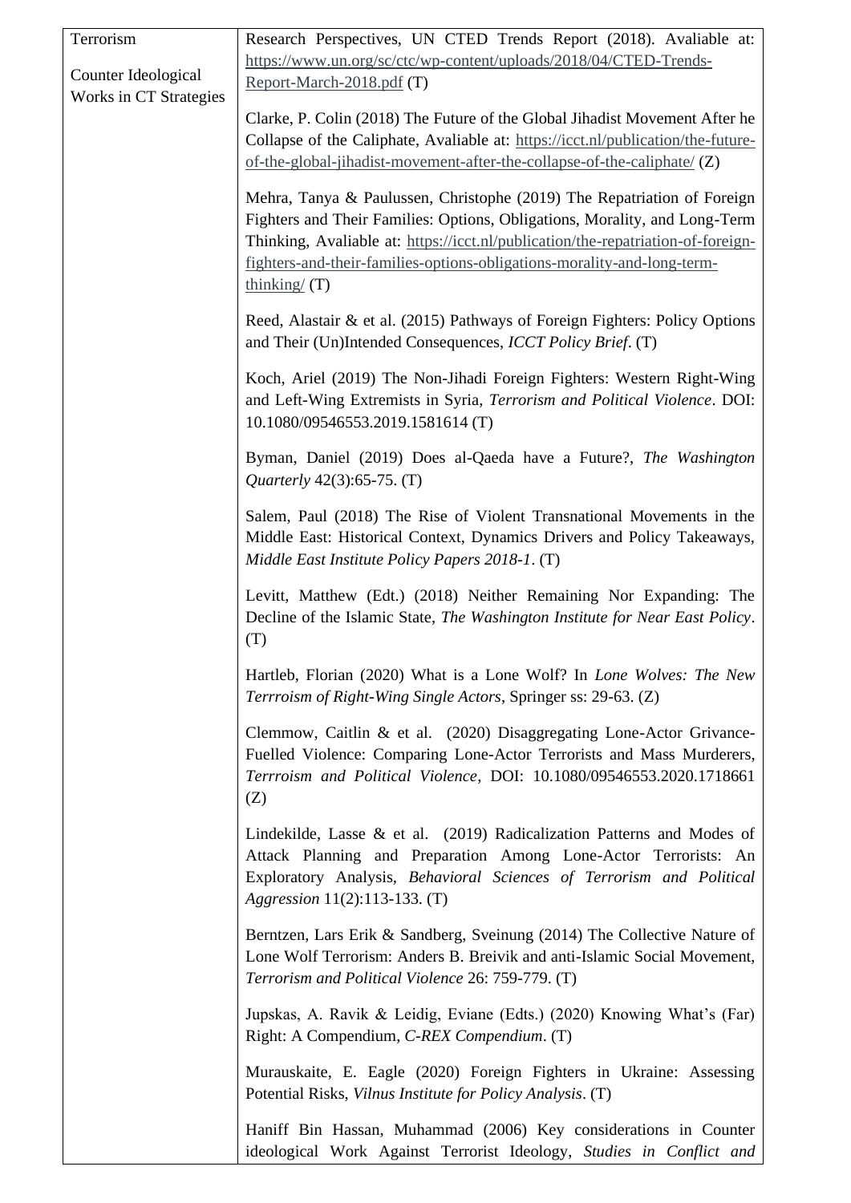| | |
|---|---|
| Terrorism<br><br>Counter Ideological Works in CT Strategies | Research Perspectives, UN CTED Trends Report (2018). Avaliable at: https://www.un.org/sc/ctc/wp-content/uploads/2018/04/CTED-Trends-Report-March-2018.pdf (T)<br><br>Clarke, P. Colin (2018) The Future of the Global Jihadist Movement After he Collapse of the Caliphate, Avaliable at: https://icct.nl/publication/the-future-of-the-global-jihadist-movement-after-the-collapse-of-the-caliphate/ (Z)<br><br>Mehra, Tanya & Paulussen, Christophe (2019) The Repatriation of Foreign Fighters and Their Families: Options, Obligations, Morality, and Long-Term Thinking, Avaliable at: https://icct.nl/publication/the-repatriation-of-foreign-fighters-and-their-families-options-obligations-morality-and-long-term-thinking/ (T)<br><br>Reed, Alastair & et al. (2015) Pathways of Foreign Fighters: Policy Options and Their (Un)Intended Consequences, *ICCT Policy Brief*. (T)<br><br>Koch, Ariel (2019) The Non-Jihadi Foreign Fighters: Western Right-Wing and Left-Wing Extremists in Syria, *Terrorism and Political Violence*. DOI: 10.1080/09546553.2019.1581614 (T)<br><br>Byman, Daniel (2019) Does al-Qaeda have a Future?, *The Washington Quarterly* 42(3):65-75. (T)<br><br>Salem, Paul (2018) The Rise of Violent Transnational Movements in the Middle East: Historical Context, Dynamics Drivers and Policy Takeaways, *Middle East Institute Policy Papers 2018-1*. (T)<br><br>Levitt, Matthew (Edt.) (2018) Neither Remaining Nor Expanding: The Decline of the Islamic State, *The Washington Institute for Near East Policy*. (T)<br><br>Hartleb, Florian (2020) What is a Lone Wolf? In *Lone Wolves: The New Terrroism of Right-Wing Single Actors*, Springer ss: 29-63. (Z)<br><br>Clemmow, Caitlin & et al. (2020) Disaggregating Lone-Actor Grivance-Fuelled Violence: Comparing Lone-Actor Terrorists and Mass Murderers, *Terrroism and Political Violence*, DOI: 10.1080/09546553.2020.1718661 (Z)<br><br>Lindekilde, Lasse & et al. (2019) Radicalization Patterns and Modes of Attack Planning and Preparation Among Lone-Actor Terrorists: An Exploratory Analysis, *Behavioral Sciences of Terrorism and Political Aggression* 11(2):113-133. (T)<br><br>Berntzen, Lars Erik & Sandberg, Sveinung (2014) The Collective Nature of Lone Wolf Terrorism: Anders B. Breivik and anti-Islamic Social Movement, *Terrorism and Political Violence* 26: 759-779. (T)<br><br>Jupskas, A. Ravik & Leidig, Eviane (Edts.) (2020) Knowing What's (Far) Right: A Compendium, *C-REX Compendium*. (T)<br><br>Murauskaite, E. Eagle (2020) Foreign Fighters in Ukraine: Assessing Potential Risks, *Vilnus Institute for Policy Analysis*. (T)<br><br>Haniff Bin Hassan, Muhammad (2006) Key considerations in Counter ideological Work Against Terrorist Ideology, *Studies in Conflict and* |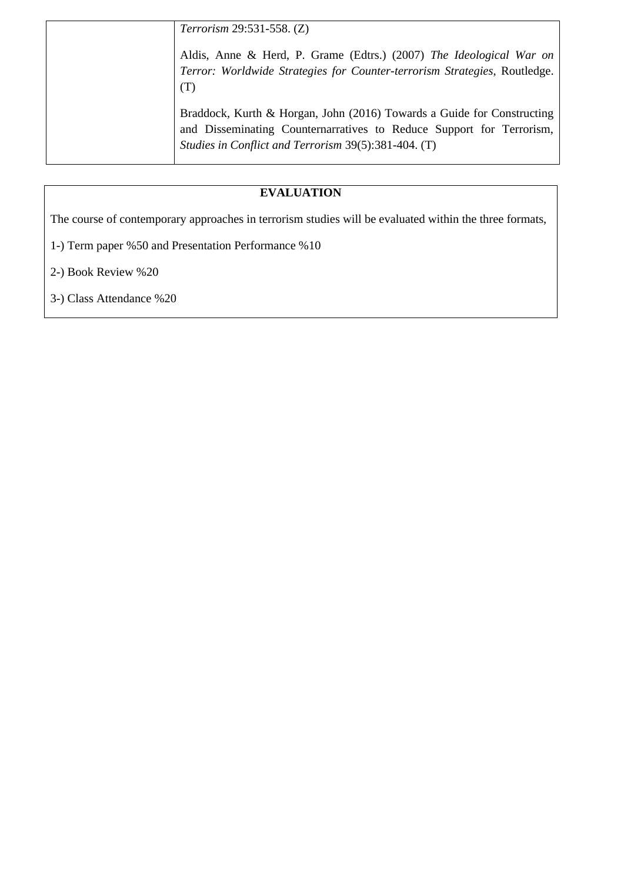| | |
|---|---|
| | *Terrorism* 29:531-558. (Z)<br><br>Aldis, Anne & Herd, P. Grame (Edtrs.) (2007) *The Ideological War on Terror: Worldwide Strategies for Counter-terrorism Strategies*, Routledge. (T)<br><br>Braddock, Kurth & Horgan, John (2016) Towards a Guide for Constructing and Disseminating Counternarratives to Reduce Support for Terrorism, *Studies in Conflict and Terrorism* 39(5):381-404. (T) |

**EVALUATION**

The course of contemporary approaches in terrorism studies will be evaluated within the three formats,

1-) Term paper %50 and Presentation Performance %10

2-) Book Review %20

3-) Class Attendance %20